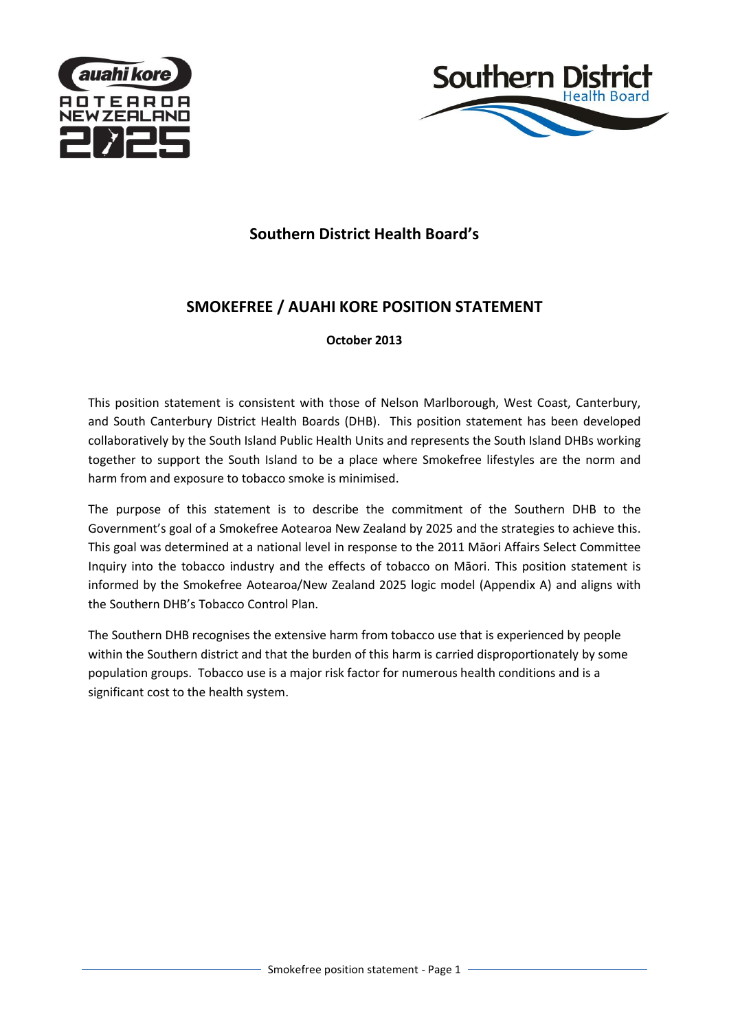# Southern District Health Board's

## SMOKEFREE / AUAHI KORE POSITION STATEMENT

**October 2013**

This position statement is consistent with those of Nelson Marlborough, West Coast, Canterbury, and South Canterbury District Health Boards (DHB). This position statement has been developed collaboratively by the South Island Public Health Units and represents the South Island DHBs working together to support the South Island to be a place where Smokefree lifestyles are the norm and harm from and exposure to tobacco smoke is minimised.

The purpose of this statement is to describe the commitment of the Southern DHB to the Government's goal of a Smokefree Aotearoa New Zealand by 2025 and the strategies to achieve this. This goal was determined at a national level in response to the 2011 Māori Affairs Select Committee Inquiry into the tobacco industry and the effects of tobacco on Māori. This position statement is informed by the Smokefree Aotearoa/New Zealand 2025 logic model (Appendix A) and aligns with the Southern DHB's Tobacco Control Plan.

The Southern DHB recognises the extensive harm from tobacco use that is experienced by people within the Southern district and that the burden of this harm is carried disproportionately by some population groups. Tobacco use is a major risk factor for numerous health conditions and is a significant cost to the health system.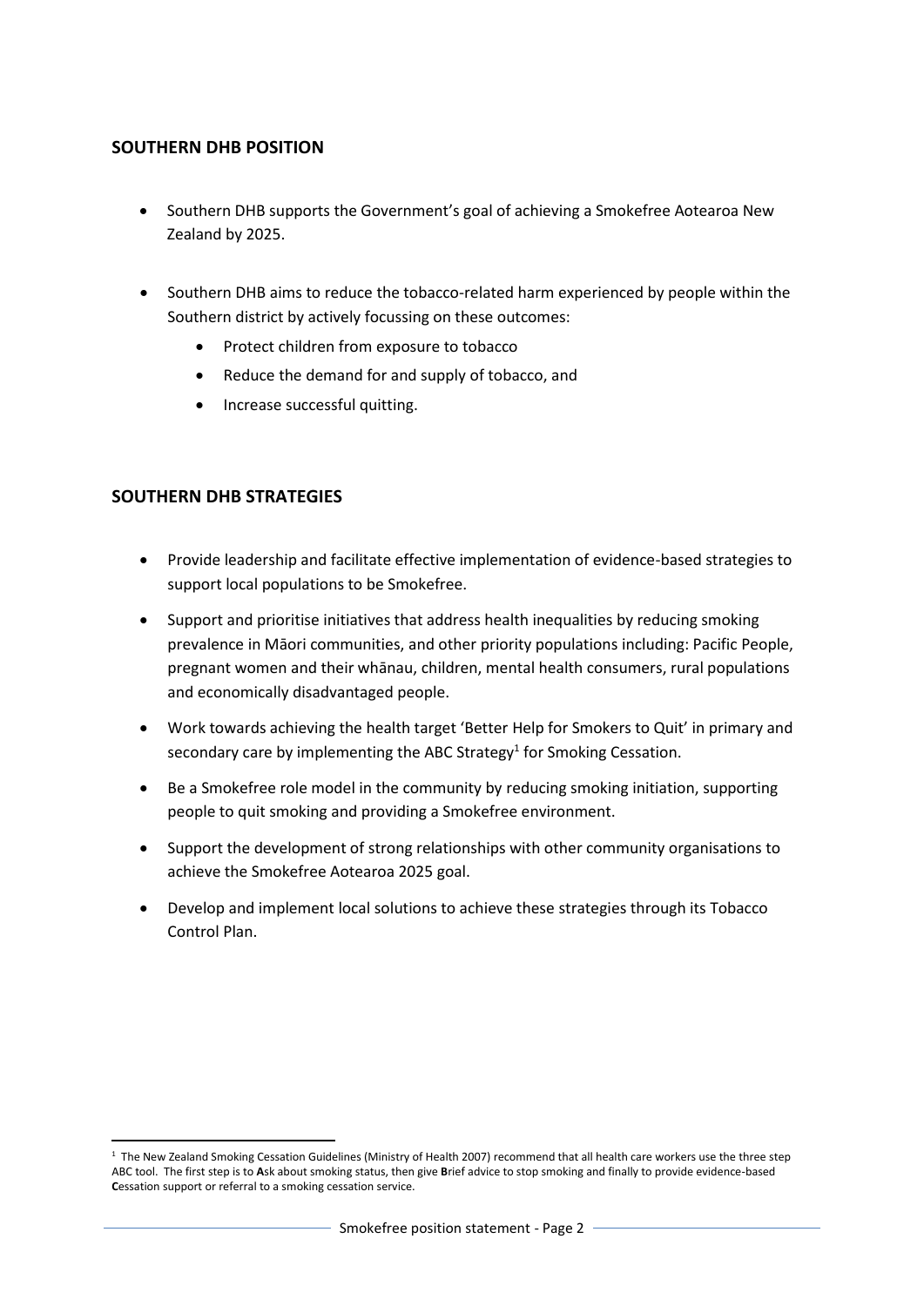## SOUTHERN DHB POSITION

- Southern DHB supports the Government's goal of achieving a Smokefree Aotearoa New Zealand by 2025.
- Southern DHB aims to reduce the tobacco-related harm experienced by people within the Southern district by actively focussing on these outcomes:
  - Protect children from exposure to tobacco
  - Reduce the demand for and supply of tobacco, and
  - Increase successful quitting.

## SOUTHERN DHB STRATEGIES

- Provide leadership and facilitate effective implementation of evidence-based strategies to support local populations to be Smokefree.
- Support and prioritise initiatives that address health inequalities by reducing smoking prevalence in Māori communities, and other priority populations including: Pacific People, pregnant women and their whānau, children, mental health consumers, rural populations and economically disadvantaged people.
- Work towards achieving the health target 'Better Help for Smokers to Quit' in primary and secondary care by implementing the ABC Strategy[1] for Smoking Cessation.
- Be a Smokefree role model in the community by reducing smoking initiation, supporting people to quit smoking and providing a Smokefree environment.
- Support the development of strong relationships with other community organisations to achieve the Smokefree Aotearoa 2025 goal.
- Develop and implement local solutions to achieve these strategies through its Tobacco Control Plan.

[1] The New Zealand Smoking Cessation Guidelines (Ministry of Health 2007) recommend that all health care workers use the three step ABC tool. The first step is to **A**sk about smoking status, then give **B**rief advice to stop smoking and finally to provide evidence-based **C**essation support or referral to a smoking cessation service.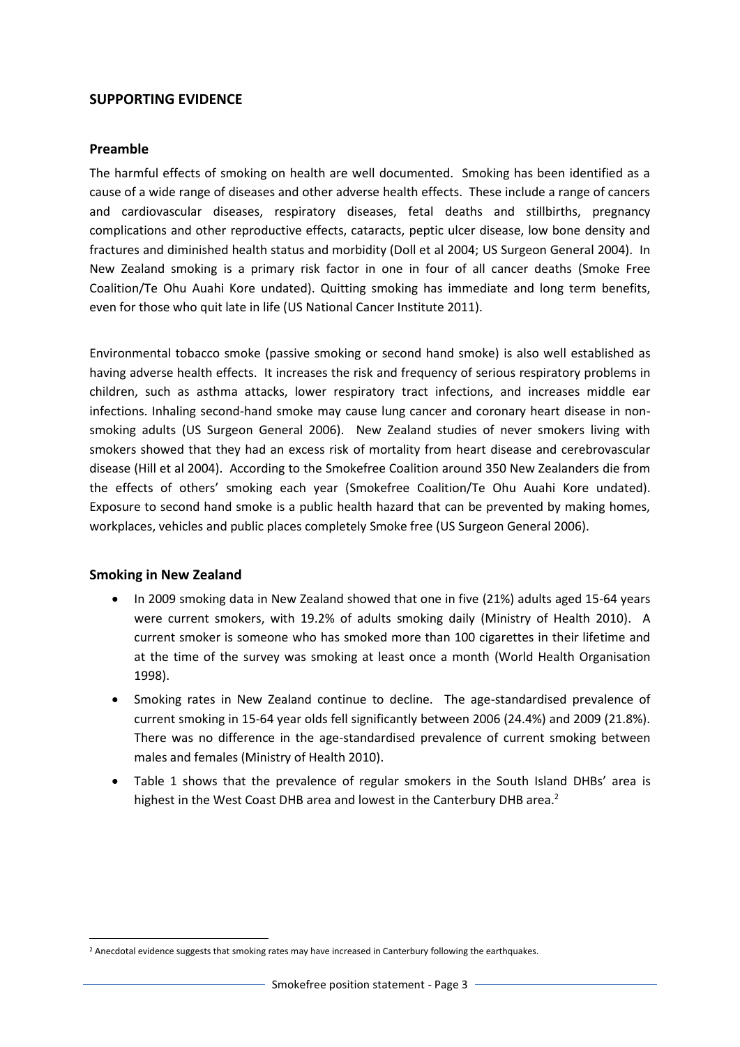## SUPPORTING EVIDENCE

### Preamble

The harmful effects of smoking on health are well documented. Smoking has been identified as a cause of a wide range of diseases and other adverse health effects. These include a range of cancers and cardiovascular diseases, respiratory diseases, fetal deaths and stillbirths, pregnancy complications and other reproductive effects, cataracts, peptic ulcer disease, low bone density and fractures and diminished health status and morbidity (Doll et al 2004; US Surgeon General 2004). In New Zealand smoking is a primary risk factor in one in four of all cancer deaths (Smoke Free Coalition/Te Ohu Auahi Kore undated). Quitting smoking has immediate and long term benefits, even for those who quit late in life (US National Cancer Institute 2011).

Environmental tobacco smoke (passive smoking or second hand smoke) is also well established as having adverse health effects. It increases the risk and frequency of serious respiratory problems in children, such as asthma attacks, lower respiratory tract infections, and increases middle ear infections. Inhaling second-hand smoke may cause lung cancer and coronary heart disease in non-smoking adults (US Surgeon General 2006). New Zealand studies of never smokers living with smokers showed that they had an excess risk of mortality from heart disease and cerebrovascular disease (Hill et al 2004). According to the Smokefree Coalition around 350 New Zealanders die from the effects of others' smoking each year (Smokefree Coalition/Te Ohu Auahi Kore undated). Exposure to second hand smoke is a public health hazard that can be prevented by making homes, workplaces, vehicles and public places completely Smoke free (US Surgeon General 2006).

### Smoking in New Zealand

- In 2009 smoking data in New Zealand showed that one in five (21%) adults aged 15-64 years were current smokers, with 19.2% of adults smoking daily (Ministry of Health 2010). A current smoker is someone who has smoked more than 100 cigarettes in their lifetime and at the time of the survey was smoking at least once a month (World Health Organisation 1998).
- Smoking rates in New Zealand continue to decline. The age-standardised prevalence of current smoking in 15-64 year olds fell significantly between 2006 (24.4%) and 2009 (21.8%). There was no difference in the age-standardised prevalence of current smoking between males and females (Ministry of Health 2010).
- Table 1 shows that the prevalence of regular smokers in the South Island DHBs' area is highest in the West Coast DHB area and lowest in the Canterbury DHB area.[2]

[2] Anecdotal evidence suggests that smoking rates may have increased in Canterbury following the earthquakes.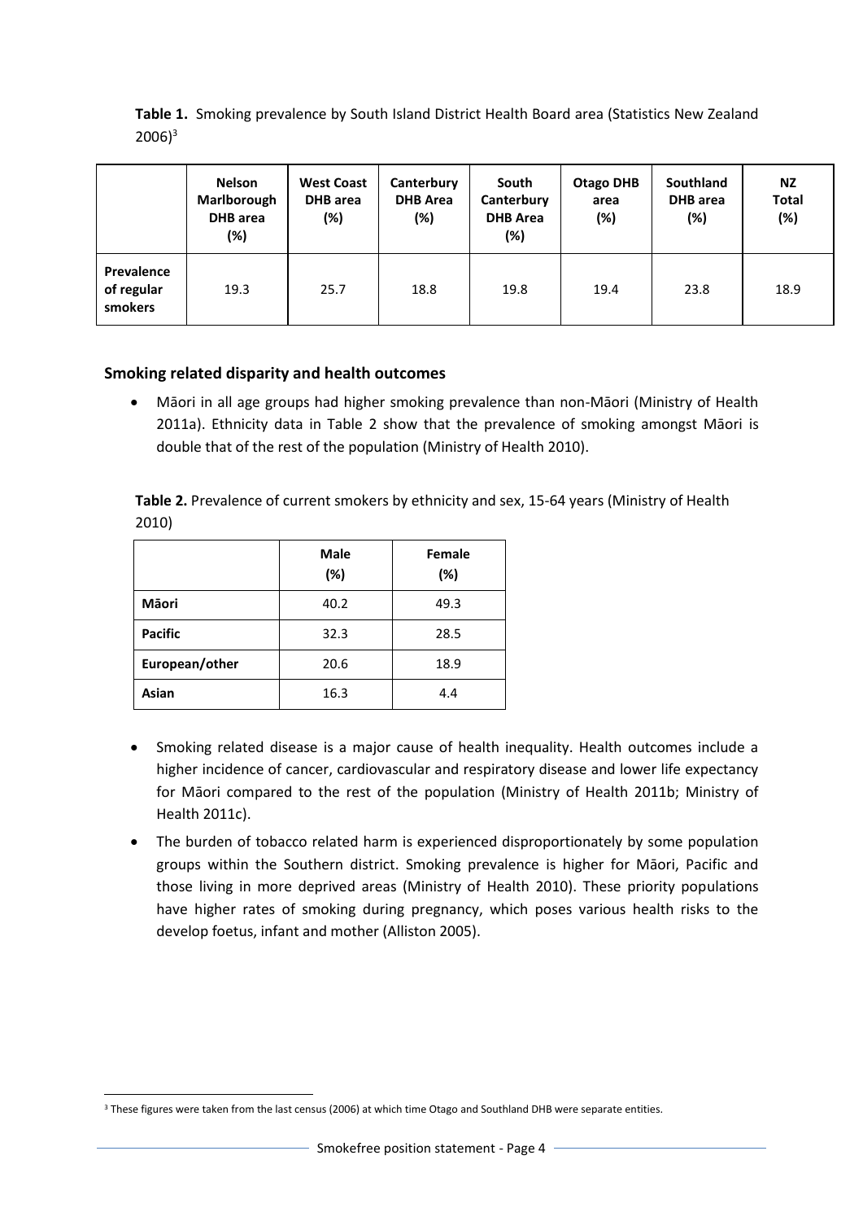**Table 1.** Smoking prevalence by South Island District Health Board area (Statistics New Zealand 2006)[3]

| | Nelson Marlborough DHB area (%) | West Coast DHB area (%) | Canterbury DHB Area (%) | South Canterbury DHB Area (%) | Otago DHB area (%) | Southland DHB area (%) | NZ Total (%) |
|---|---|---|---|---|---|---|---|
| **Prevalence of regular smokers** | 19.3 | 25.7 | 18.8 | 19.8 | 19.4 | 23.8 | 18.9 |

## Smoking related disparity and health outcomes

- Māori in all age groups had higher smoking prevalence than non-Māori (Ministry of Health 2011a). Ethnicity data in Table 2 show that the prevalence of smoking amongst Māori is double that of the rest of the population (Ministry of Health 2010).

**Table 2.** Prevalence of current smokers by ethnicity and sex, 15-64 years (Ministry of Health 2010)

| | Male (%) | Female (%) |
|---|---|---|
| **Māori** | 40.2 | 49.3 |
| **Pacific** | 32.3 | 28.5 |
| **European/other** | 20.6 | 18.9 |
| **Asian** | 16.3 | 4.4 |

- Smoking related disease is a major cause of health inequality. Health outcomes include a higher incidence of cancer, cardiovascular and respiratory disease and lower life expectancy for Māori compared to the rest of the population (Ministry of Health 2011b; Ministry of Health 2011c).
- The burden of tobacco related harm is experienced disproportionately by some population groups within the Southern district. Smoking prevalence is higher for Māori, Pacific and those living in more deprived areas (Ministry of Health 2010). These priority populations have higher rates of smoking during pregnancy, which poses various health risks to the develop foetus, infant and mother (Alliston 2005).

[3] These figures were taken from the last census (2006) at which time Otago and Southland DHB were separate entities.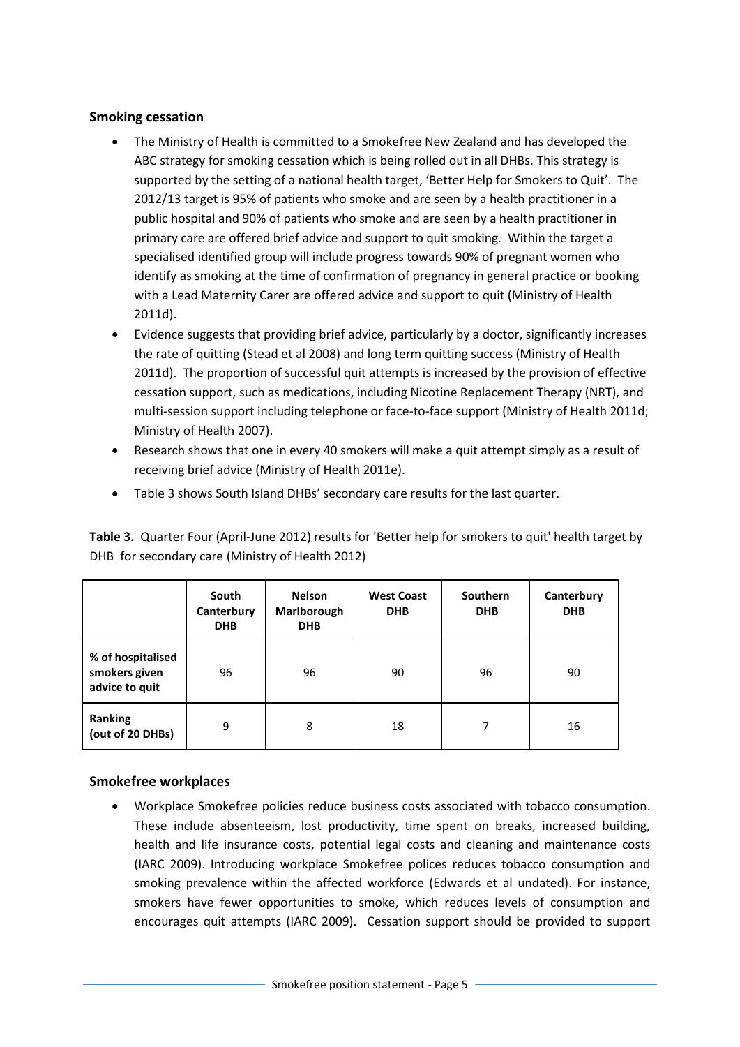## Smoking cessation

- The Ministry of Health is committed to a Smokefree New Zealand and has developed the ABC strategy for smoking cessation which is being rolled out in all DHBs. This strategy is supported by the setting of a national health target, 'Better Help for Smokers to Quit'. The 2012/13 target is 95% of patients who smoke and are seen by a health practitioner in a public hospital and 90% of patients who smoke and are seen by a health practitioner in primary care are offered brief advice and support to quit smoking. Within the target a specialised identified group will include progress towards 90% of pregnant women who identify as smoking at the time of confirmation of pregnancy in general practice or booking with a Lead Maternity Carer are offered advice and support to quit (Ministry of Health 2011d).
- Evidence suggests that providing brief advice, particularly by a doctor, significantly increases the rate of quitting (Stead et al 2008) and long term quitting success (Ministry of Health 2011d). The proportion of successful quit attempts is increased by the provision of effective cessation support, such as medications, including Nicotine Replacement Therapy (NRT), and multi-session support including telephone or face-to-face support (Ministry of Health 2011d; Ministry of Health 2007).
- Research shows that one in every 40 smokers will make a quit attempt simply as a result of receiving brief advice (Ministry of Health 2011e).
- Table 3 shows South Island DHBs' secondary care results for the last quarter.

**Table 3.** Quarter Four (April-June 2012) results for 'Better help for smokers to quit' health target by DHB for secondary care (Ministry of Health 2012)

| | South Canterbury DHB | Nelson Marlborough DHB | West Coast DHB | Southern DHB | Canterbury DHB |
|---|---|---|---|---|---|
| **% of hospitalised smokers given advice to quit** | 96 | 96 | 90 | 96 | 90 |
| **Ranking (out of 20 DHBs)** | 9 | 8 | 18 | 7 | 16 |

## Smokefree workplaces

- Workplace Smokefree policies reduce business costs associated with tobacco consumption. These include absenteeism, lost productivity, time spent on breaks, increased building, health and life insurance costs, potential legal costs and cleaning and maintenance costs (IARC 2009). Introducing workplace Smokefree polices reduces tobacco consumption and smoking prevalence within the affected workforce (Edwards et al undated). For instance, smokers have fewer opportunities to smoke, which reduces levels of consumption and encourages quit attempts (IARC 2009). Cessation support should be provided to support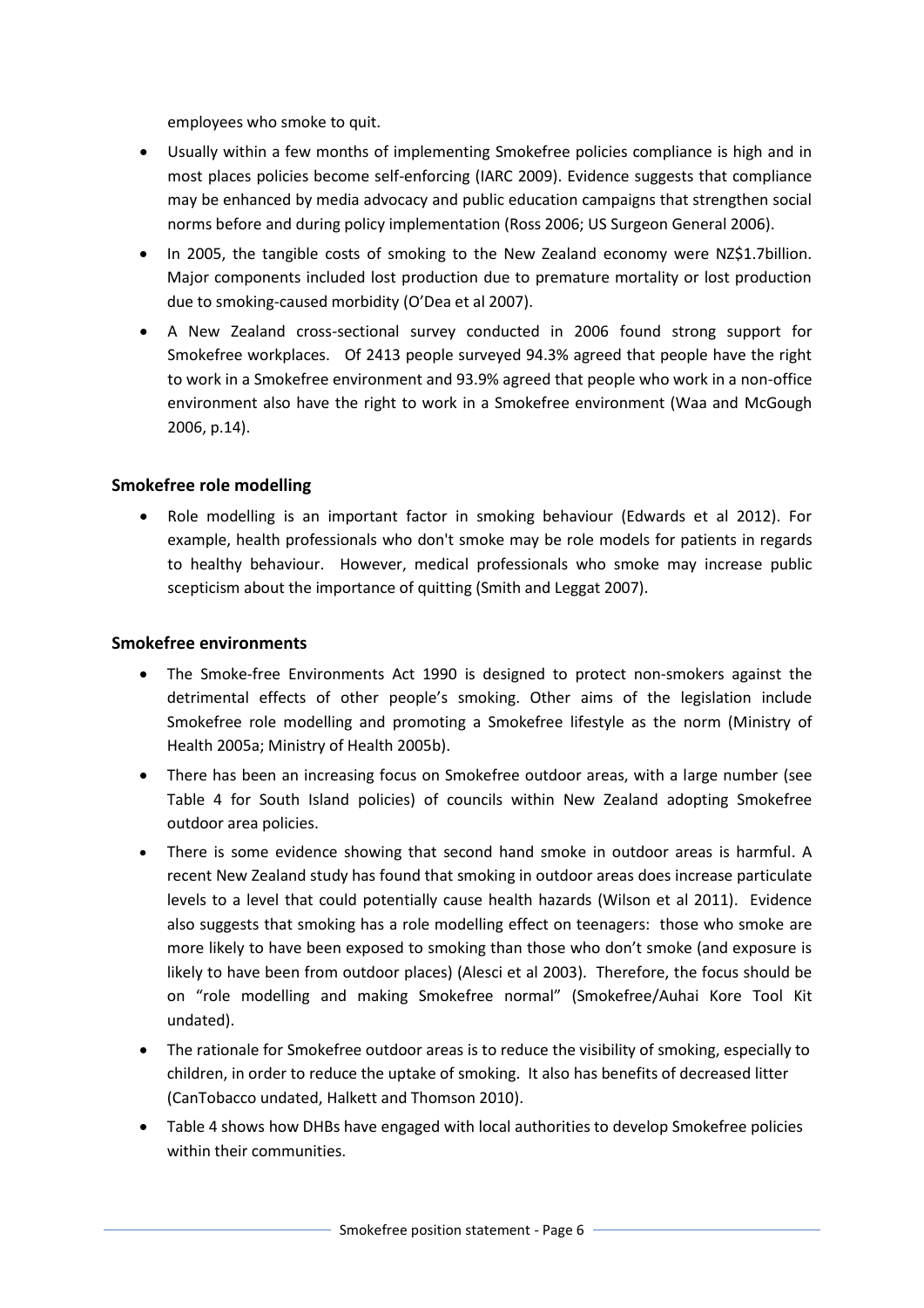employees who smoke to quit.

- Usually within a few months of implementing Smokefree policies compliance is high and in most places policies become self-enforcing (IARC 2009). Evidence suggests that compliance may be enhanced by media advocacy and public education campaigns that strengthen social norms before and during policy implementation (Ross 2006; US Surgeon General 2006).
- In 2005, the tangible costs of smoking to the New Zealand economy were NZ$1.7billion. Major components included lost production due to premature mortality or lost production due to smoking-caused morbidity (O'Dea et al 2007).
- A New Zealand cross-sectional survey conducted in 2006 found strong support for Smokefree workplaces. Of 2413 people surveyed 94.3% agreed that people have the right to work in a Smokefree environment and 93.9% agreed that people who work in a non-office environment also have the right to work in a Smokefree environment (Waa and McGough 2006, p.14).

## Smokefree role modelling

- Role modelling is an important factor in smoking behaviour (Edwards et al 2012). For example, health professionals who don't smoke may be role models for patients in regards to healthy behaviour. However, medical professionals who smoke may increase public scepticism about the importance of quitting (Smith and Leggat 2007).

## Smokefree environments

- The Smoke-free Environments Act 1990 is designed to protect non-smokers against the detrimental effects of other people's smoking. Other aims of the legislation include Smokefree role modelling and promoting a Smokefree lifestyle as the norm (Ministry of Health 2005a; Ministry of Health 2005b).
- There has been an increasing focus on Smokefree outdoor areas, with a large number (see Table 4 for South Island policies) of councils within New Zealand adopting Smokefree outdoor area policies.
- There is some evidence showing that second hand smoke in outdoor areas is harmful. A recent New Zealand study has found that smoking in outdoor areas does increase particulate levels to a level that could potentially cause health hazards (Wilson et al 2011). Evidence also suggests that smoking has a role modelling effect on teenagers: those who smoke are more likely to have been exposed to smoking than those who don't smoke (and exposure is likely to have been from outdoor places) (Alesci et al 2003). Therefore, the focus should be on "role modelling and making Smokefree normal" (Smokefree/Auhai Kore Tool Kit undated).
- The rationale for Smokefree outdoor areas is to reduce the visibility of smoking, especially to children, in order to reduce the uptake of smoking. It also has benefits of decreased litter (CanTobacco undated, Halkett and Thomson 2010).
- Table 4 shows how DHBs have engaged with local authorities to develop Smokefree policies within their communities.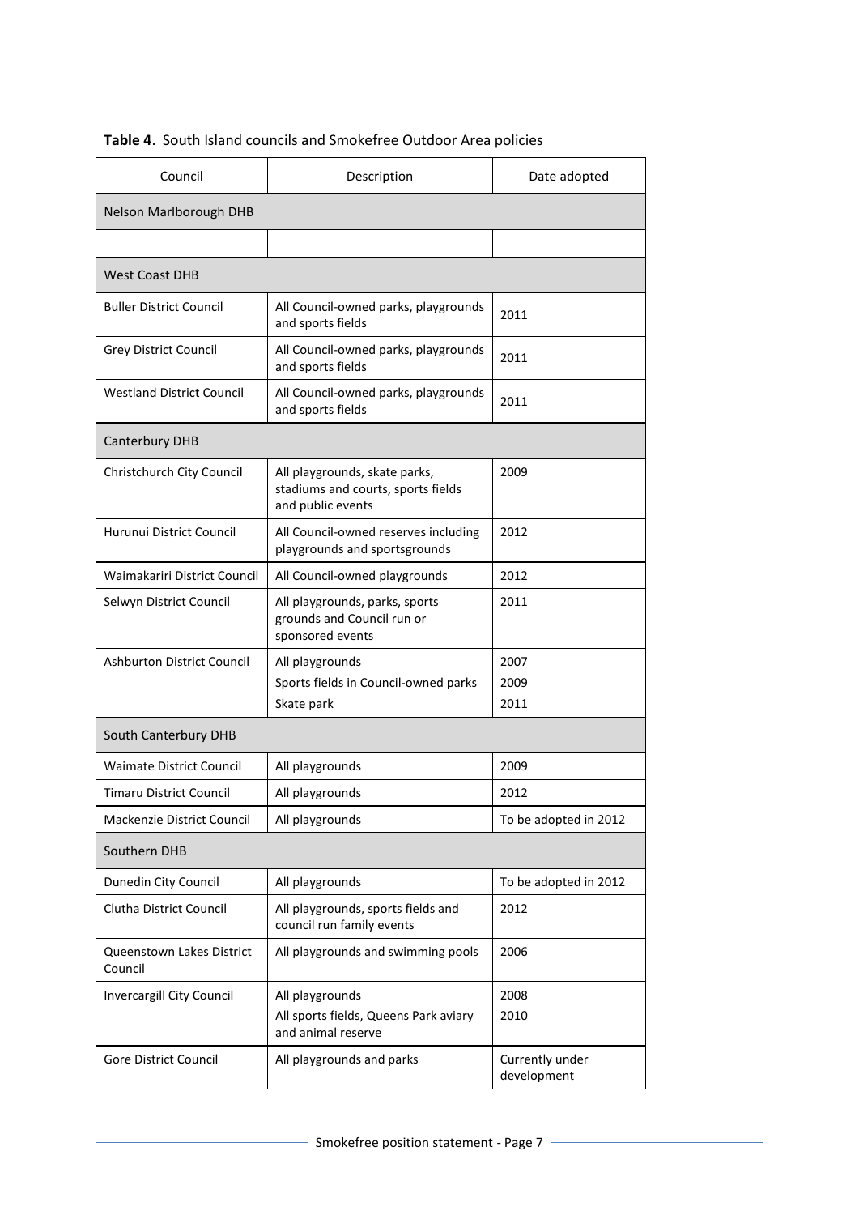**Table 4**. South Island councils and Smokefree Outdoor Area policies

| Council | Description | Date adopted |
|---|---|---|
| Nelson Marlborough DHB | | |
| | | |
| West Coast DHB | | |
| Buller District Council | All Council-owned parks, playgrounds and sports fields | 2011 |
| Grey District Council | All Council-owned parks, playgrounds and sports fields | 2011 |
| Westland District Council | All Council-owned parks, playgrounds and sports fields | 2011 |
| Canterbury DHB | | |
| Christchurch City Council | All playgrounds, skate parks, stadiums and courts, sports fields and public events | 2009 |
| Hurunui District Council | All Council-owned reserves including playgrounds and sportsgrounds | 2012 |
| Waimakariri District Council | All Council-owned playgrounds | 2012 |
| Selwyn District Council | All playgrounds, parks, sports grounds and Council run or sponsored events | 2011 |
| Ashburton District Council | All playgrounds<br>Sports fields in Council-owned parks<br>Skate park | 2007<br>2009<br>2011 |
| South Canterbury DHB | | |
| Waimate District Council | All playgrounds | 2009 |
| Timaru District Council | All playgrounds | 2012 |
| Mackenzie District Council | All playgrounds | To be adopted in 2012 |
| Southern DHB | | |
| Dunedin City Council | All playgrounds | To be adopted in 2012 |
| Clutha District Council | All playgrounds, sports fields and council run family events | 2012 |
| Queenstown Lakes District Council | All playgrounds and swimming pools | 2006 |
| Invercargill City Council | All playgrounds<br>All sports fields, Queens Park aviary and animal reserve | 2008<br>2010 |
| Gore District Council | All playgrounds and parks | Currently under development |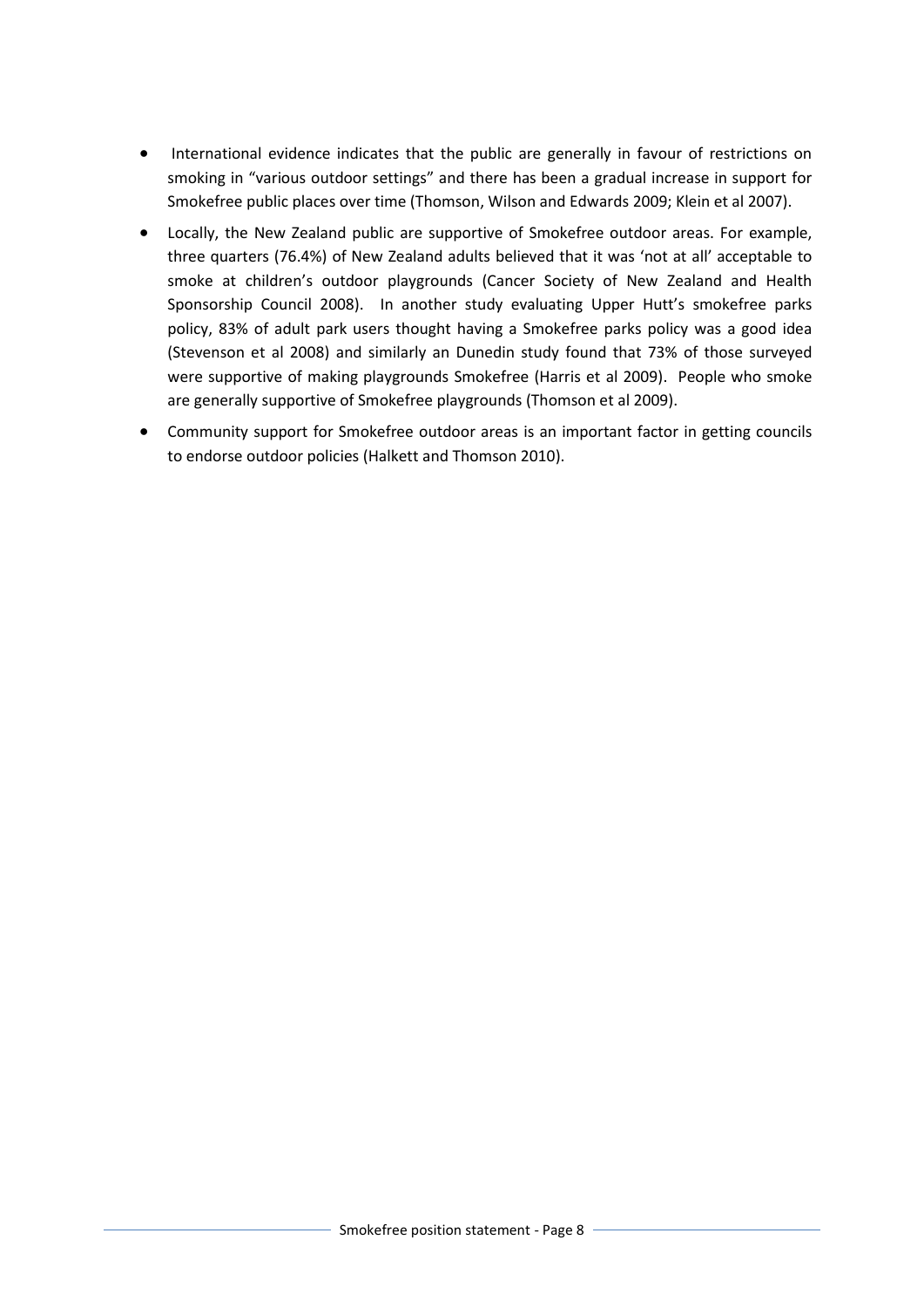- International evidence indicates that the public are generally in favour of restrictions on smoking in "various outdoor settings" and there has been a gradual increase in support for Smokefree public places over time (Thomson, Wilson and Edwards 2009; Klein et al 2007).
- Locally, the New Zealand public are supportive of Smokefree outdoor areas. For example, three quarters (76.4%) of New Zealand adults believed that it was 'not at all' acceptable to smoke at children's outdoor playgrounds (Cancer Society of New Zealand and Health Sponsorship Council 2008). In another study evaluating Upper Hutt's smokefree parks policy, 83% of adult park users thought having a Smokefree parks policy was a good idea (Stevenson et al 2008) and similarly an Dunedin study found that 73% of those surveyed were supportive of making playgrounds Smokefree (Harris et al 2009). People who smoke are generally supportive of Smokefree playgrounds (Thomson et al 2009).
- Community support for Smokefree outdoor areas is an important factor in getting councils to endorse outdoor policies (Halkett and Thomson 2010).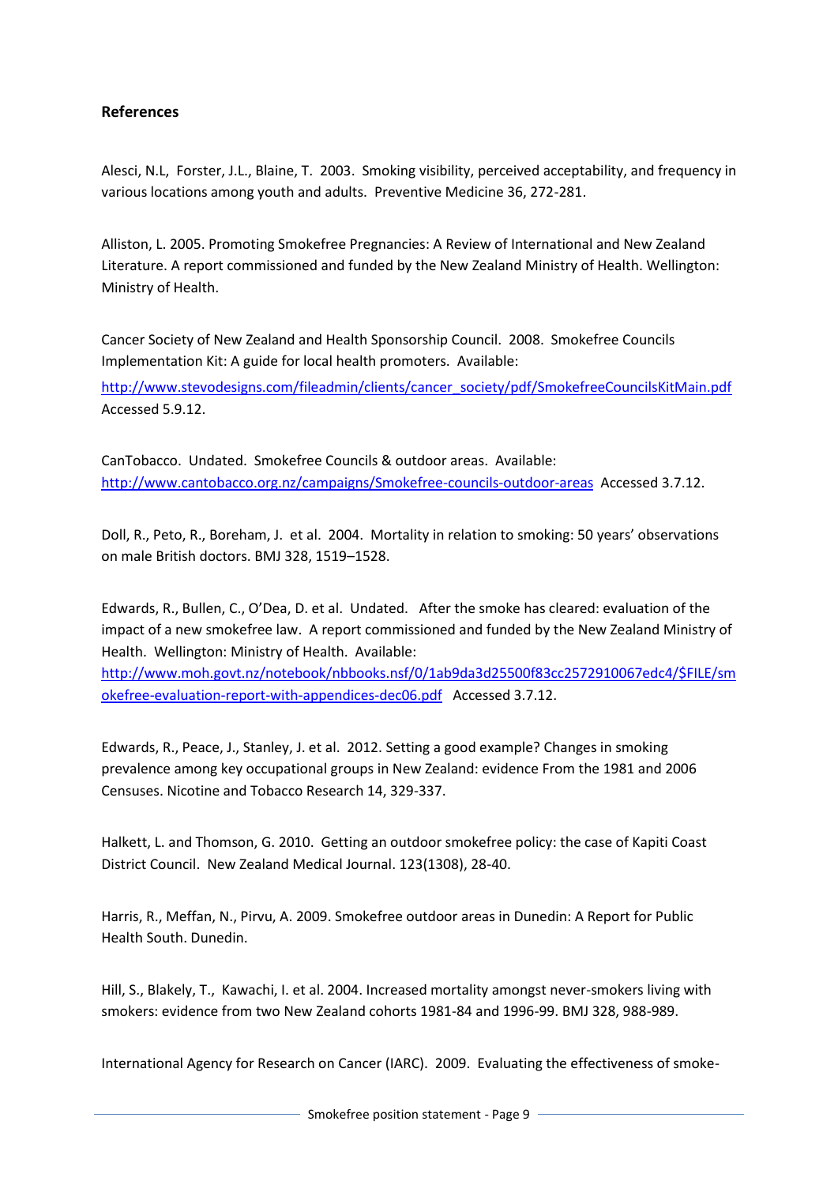## References

Alesci, N.L, Forster, J.L., Blaine, T. 2003. Smoking visibility, perceived acceptability, and frequency in various locations among youth and adults. Preventive Medicine 36, 272-281.

Alliston, L. 2005. Promoting Smokefree Pregnancies: A Review of International and New Zealand Literature. A report commissioned and funded by the New Zealand Ministry of Health. Wellington: Ministry of Health.

Cancer Society of New Zealand and Health Sponsorship Council. 2008. Smokefree Councils Implementation Kit: A guide for local health promoters. Available:

http://www.stevodesigns.com/fileadmin/clients/cancer_society/pdf/SmokefreeCouncilsKitMain.pdf Accessed 5.9.12.

CanTobacco. Undated. Smokefree Councils & outdoor areas. Available: http://www.cantobacco.org.nz/campaigns/Smokefree-councils-outdoor-areas Accessed 3.7.12.

Doll, R., Peto, R., Boreham, J. et al. 2004. Mortality in relation to smoking: 50 years' observations on male British doctors. BMJ 328, 1519–1528.

Edwards, R., Bullen, C., O'Dea, D. et al. Undated. After the smoke has cleared: evaluation of the impact of a new smokefree law. A report commissioned and funded by the New Zealand Ministry of Health. Wellington: Ministry of Health. Available: http://www.moh.govt.nz/notebook/nbbooks.nsf/0/1ab9da3d25500f83cc2572910067edc4/$FILE/smokefree-evaluation-report-with-appendices-dec06.pdf Accessed 3.7.12.

Edwards, R., Peace, J., Stanley, J. et al. 2012. Setting a good example? Changes in smoking prevalence among key occupational groups in New Zealand: evidence From the 1981 and 2006 Censuses. Nicotine and Tobacco Research 14, 329-337.

Halkett, L. and Thomson, G. 2010. Getting an outdoor smokefree policy: the case of Kapiti Coast District Council. New Zealand Medical Journal. 123(1308), 28-40.

Harris, R., Meffan, N., Pirvu, A. 2009. Smokefree outdoor areas in Dunedin: A Report for Public Health South. Dunedin.

Hill, S., Blakely, T., Kawachi, I. et al. 2004. Increased mortality amongst never-smokers living with smokers: evidence from two New Zealand cohorts 1981-84 and 1996-99. BMJ 328, 988-989.

International Agency for Research on Cancer (IARC). 2009. Evaluating the effectiveness of smoke-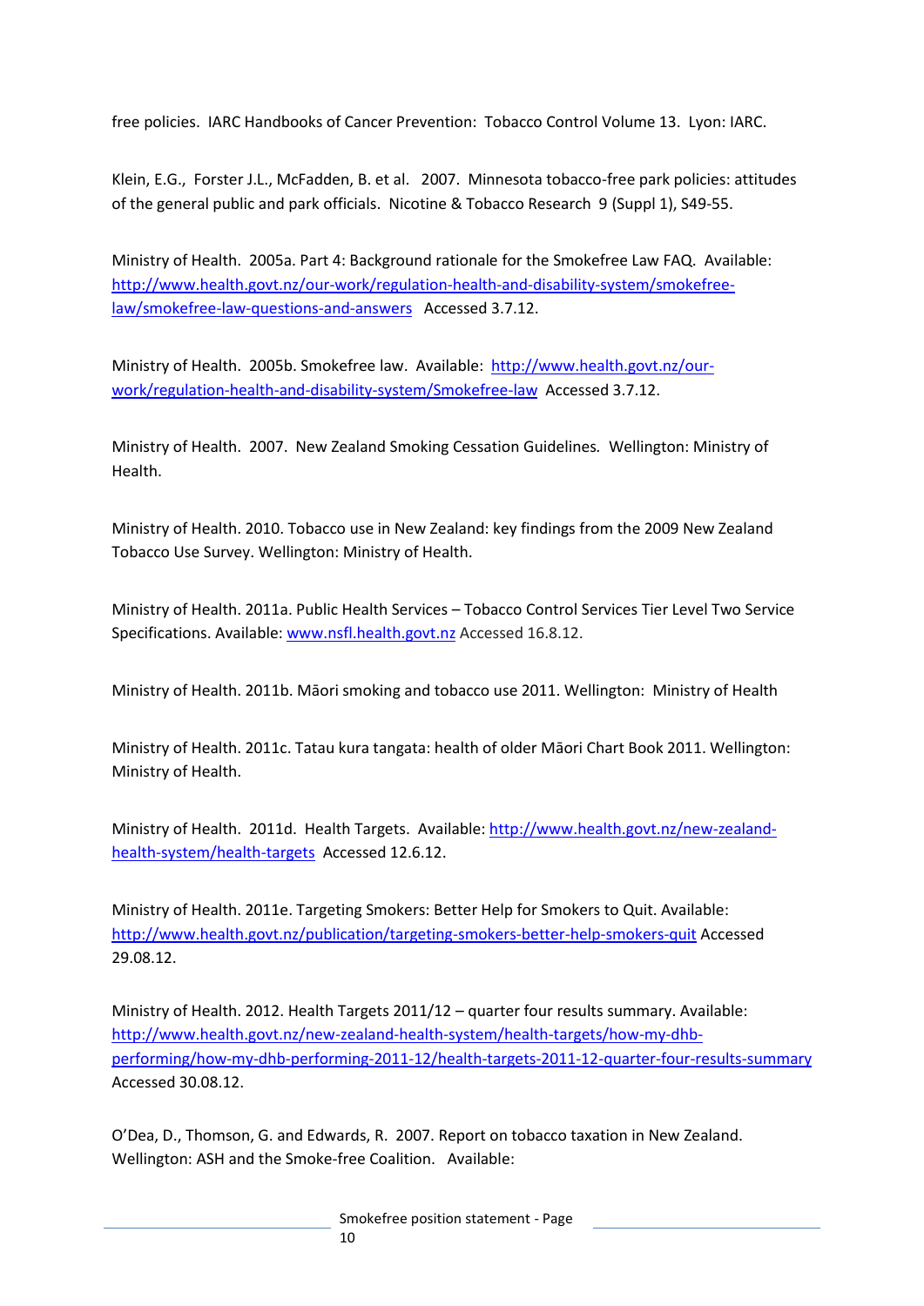free policies. IARC Handbooks of Cancer Prevention: Tobacco Control Volume 13. Lyon: IARC.

Klein, E.G., Forster J.L., McFadden, B. et al. 2007. Minnesota tobacco-free park policies: attitudes of the general public and park officials. Nicotine & Tobacco Research 9 (Suppl 1), S49-55.

Ministry of Health. 2005a. Part 4: Background rationale for the Smokefree Law FAQ. Available: [http://www.health.govt.nz/our-work/regulation-health-and-disability-system/smokefree-law/smokefree-law-questions-and-answers](http://www.health.govt.nz/our-work/regulation-health-and-disability-system/smokefree-law/smokefree-law-questions-and-answers) Accessed 3.7.12.

Ministry of Health. 2005b. Smokefree law. Available: [http://www.health.govt.nz/our-work/regulation-health-and-disability-system/Smokefree-law](http://www.health.govt.nz/our-work/regulation-health-and-disability-system/Smokefree-law) Accessed 3.7.12.

Ministry of Health. 2007. New Zealand Smoking Cessation Guidelines. Wellington: Ministry of Health.

Ministry of Health. 2010. Tobacco use in New Zealand: key findings from the 2009 New Zealand Tobacco Use Survey. Wellington: Ministry of Health.

Ministry of Health. 2011a. Public Health Services – Tobacco Control Services Tier Level Two Service Specifications. Available: [www.nsfl.health.govt.nz](www.nsfl.health.govt.nz) Accessed 16.8.12.

Ministry of Health. 2011b. Māori smoking and tobacco use 2011. Wellington: Ministry of Health

Ministry of Health. 2011c. Tatau kura tangata: health of older Māori Chart Book 2011. Wellington: Ministry of Health.

Ministry of Health. 2011d. Health Targets. Available: [http://www.health.govt.nz/new-zealand-health-system/health-targets](http://www.health.govt.nz/new-zealand-health-system/health-targets) Accessed 12.6.12.

Ministry of Health. 2011e. Targeting Smokers: Better Help for Smokers to Quit. Available: [http://www.health.govt.nz/publication/targeting-smokers-better-help-smokers-quit](http://www.health.govt.nz/publication/targeting-smokers-better-help-smokers-quit) Accessed 29.08.12.

Ministry of Health. 2012. Health Targets 2011/12 – quarter four results summary. Available: [http://www.health.govt.nz/new-zealand-health-system/health-targets/how-my-dhb-performing/how-my-dhb-performing-2011-12/health-targets-2011-12-quarter-four-results-summary](http://www.health.govt.nz/new-zealand-health-system/health-targets/how-my-dhb-performing/how-my-dhb-performing-2011-12/health-targets-2011-12-quarter-four-results-summary) Accessed 30.08.12.

O'Dea, D., Thomson, G. and Edwards, R. 2007. Report on tobacco taxation in New Zealand. Wellington: ASH and the Smoke-free Coalition. Available: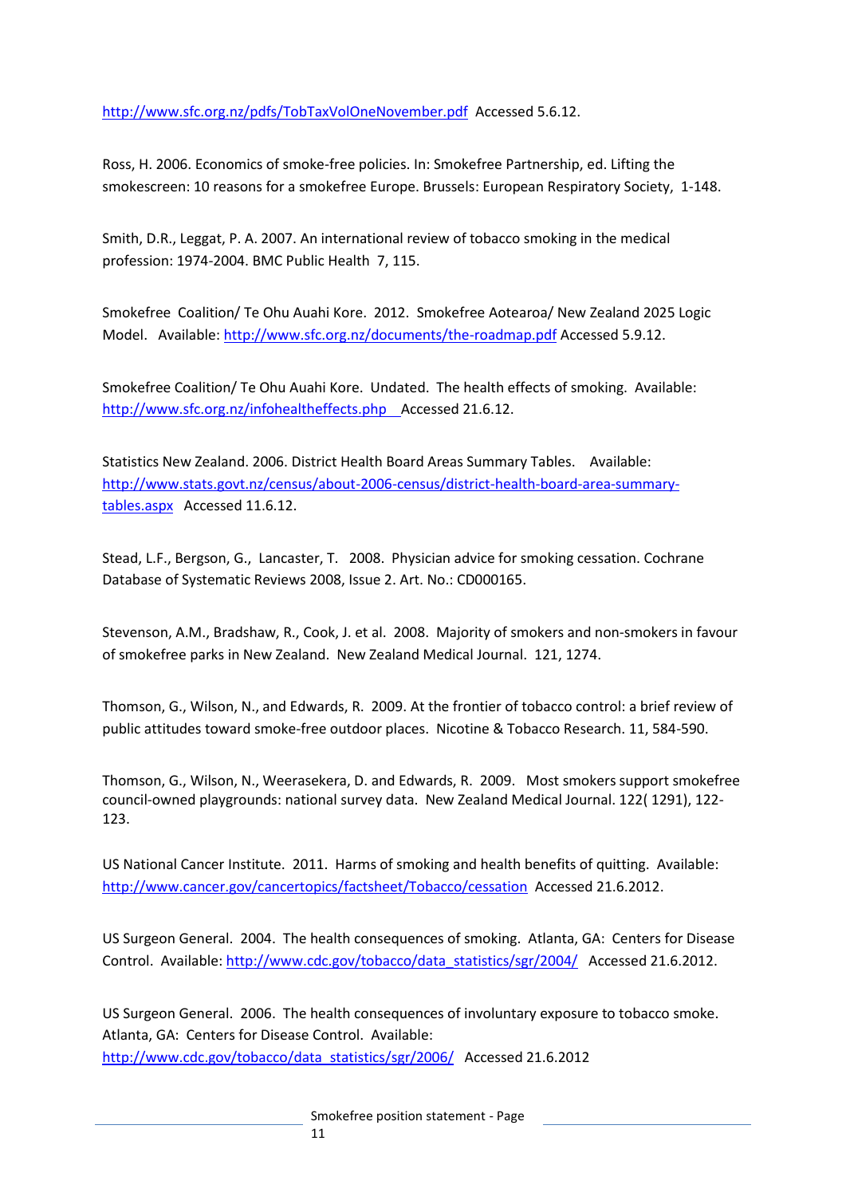http://www.sfc.org.nz/pdfs/TobTaxVolOneNovember.pdf Accessed 5.6.12.

Ross, H. 2006. Economics of smoke-free policies. In: Smokefree Partnership, ed. Lifting the smokescreen: 10 reasons for a smokefree Europe. Brussels: European Respiratory Society, 1-148.

Smith, D.R., Leggat, P. A. 2007. An international review of tobacco smoking in the medical profession: 1974-2004. BMC Public Health 7, 115.

Smokefree Coalition/ Te Ohu Auahi Kore. 2012. Smokefree Aotearoa/ New Zealand 2025 Logic Model. Available: http://www.sfc.org.nz/documents/the-roadmap.pdf Accessed 5.9.12.

Smokefree Coalition/ Te Ohu Auahi Kore. Undated. The health effects of smoking. Available: http://www.sfc.org.nz/infohealtheffects.php Accessed 21.6.12.

Statistics New Zealand. 2006. District Health Board Areas Summary Tables. Available: http://www.stats.govt.nz/census/about-2006-census/district-health-board-area-summary-tables.aspx Accessed 11.6.12.

Stead, L.F., Bergson, G., Lancaster, T. 2008. Physician advice for smoking cessation. Cochrane Database of Systematic Reviews 2008, Issue 2. Art. No.: CD000165.

Stevenson, A.M., Bradshaw, R., Cook, J. et al. 2008. Majority of smokers and non-smokers in favour of smokefree parks in New Zealand. New Zealand Medical Journal. 121, 1274.

Thomson, G., Wilson, N., and Edwards, R. 2009. At the frontier of tobacco control: a brief review of public attitudes toward smoke-free outdoor places. Nicotine & Tobacco Research. 11, 584-590.

Thomson, G., Wilson, N., Weerasekera, D. and Edwards, R. 2009. Most smokers support smokefree council-owned playgrounds: national survey data. New Zealand Medical Journal. 122( 1291), 122-123.

US National Cancer Institute. 2011. Harms of smoking and health benefits of quitting. Available: http://www.cancer.gov/cancertopics/factsheet/Tobacco/cessation Accessed 21.6.2012.

US Surgeon General. 2004. The health consequences of smoking. Atlanta, GA: Centers for Disease Control. Available: http://www.cdc.gov/tobacco/data_statistics/sgr/2004/ Accessed 21.6.2012.

US Surgeon General. 2006. The health consequences of involuntary exposure to tobacco smoke. Atlanta, GA: Centers for Disease Control. Available: http://www.cdc.gov/tobacco/data_statistics/sgr/2006/ Accessed 21.6.2012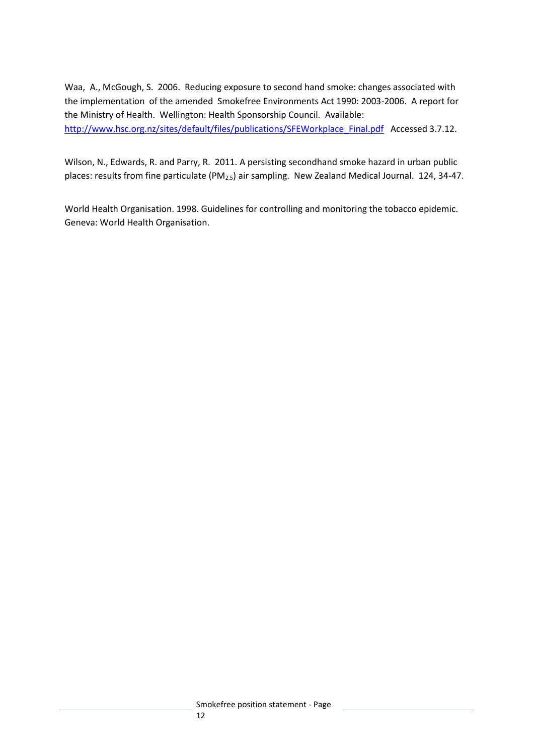Waa, A., McGough, S. 2006. Reducing exposure to second hand smoke: changes associated with the implementation of the amended Smokefree Environments Act 1990: 2003-2006. A report for the Ministry of Health. Wellington: Health Sponsorship Council. Available: http://www.hsc.org.nz/sites/default/files/publications/SFEWorkplace_Final.pdf Accessed 3.7.12.

Wilson, N., Edwards, R. and Parry, R. 2011. A persisting secondhand smoke hazard in urban public places: results from fine particulate ($PM_{2.5}$) air sampling. New Zealand Medical Journal. 124, 34-47.

World Health Organisation. 1998. Guidelines for controlling and monitoring the tobacco epidemic. Geneva: World Health Organisation.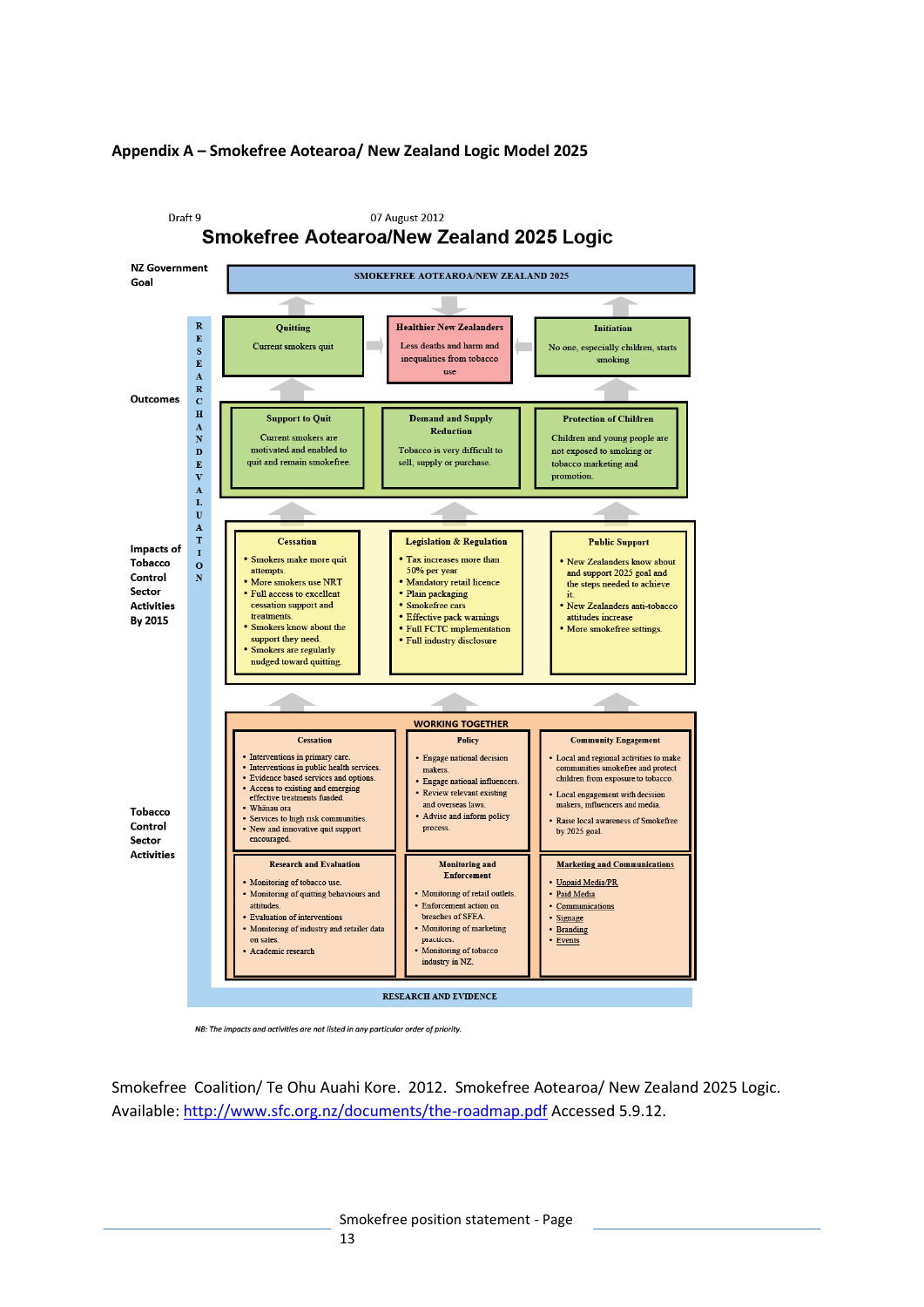**Appendix A – Smokefree Aotearoa/ New Zealand Logic Model 2025**

Draft 9

07 August 2012

## Smokefree Aotearoa/New Zealand 2025 Logic

**NZ Government Goal**

SMOKEFREE AOTEAROA/NEW ZEALAND 2025

RESEARCH AND EVALUATION

**Outcomes**

**Quitting**
Current smokers quit

**Healthier New Zealanders**
Less deaths and harm and inequalities from tobacco use

**Initiation**
No one, especially children, starts smoking

**Support to Quit**
Current smokers are motivated and enabled to quit and remain smokefree.

**Demand and Supply Reduction**
Tobacco is very difficult to sell, supply or purchase.

**Protection of Children**
Children and young people are not exposed to smoking or tobacco marketing and promotion.

**Impacts of Tobacco Control Sector Activities By 2015**

**Cessation**
- Smokers make more quit attempts.
- More smokers use NRT
- Full access to excellent cessation support and treatments.
- Smokers know about the support they need.
- Smokers are regularly nudged toward quitting.

**Legislation & Regulation**
- Tax increases more than 50% per year
- Mandatory retail licence
- Plain packaging
- Smokefree cars
- Effective pack warnings
- Full FCTC implementation
- Full industry disclosure

**Public Support**
- New Zealanders know about and support 2025 goal and the steps needed to achieve it.
- New Zealanders anti-tobacco attitudes increase
- More smokefree settings.

**Tobacco Control Sector Activities**

WORKING TOGETHER

**Cessation**
- Interventions in primary care.
- Interventions in public health services.
- Evidence based services and options.
- Access to existing and emerging effective treatments funded.
- Whānau ora
- Services to high risk communities.
- New and innovative quit support encouraged.

**Policy**
- Engage national decision makers.
- Engage national influencers.
- Review relevant existing and overseas laws.
- Advise and inform policy process.

**Community Engagement**
- Local and regional activities to make communities smokefree and protect children from exposure to tobacco.
- Local engagement with decision makers, influencers and media.
- Raise local awareness of Smokefree by 2025 goal.

**Research and Evaluation**
- Monitoring of tobacco use.
- Monitoring of quitting behaviours and attitudes.
- Evaluation of interventions
- Monitoring of industry and retailer data on sales.
- Academic research

**Monitoring and Enforcement**
- Monitoring of retail outlets.
- Enforcement action on breaches of SFEA.
- Monitoring of marketing practices.
- Monitoring of tobacco industry in NZ.

**Marketing and Communications**
- Unpaid Media/PR
- Paid Media
- Communications
- Signage
- Branding
- Events

RESEARCH AND EVIDENCE

*NB: The impacts and activities are not listed in any particular order of priority.*

Smokefree Coalition/ Te Ohu Auahi Kore. 2012. Smokefree Aotearoa/ New Zealand 2025 Logic. Available: http://www.sfc.org.nz/documents/the-roadmap.pdf Accessed 5.9.12.